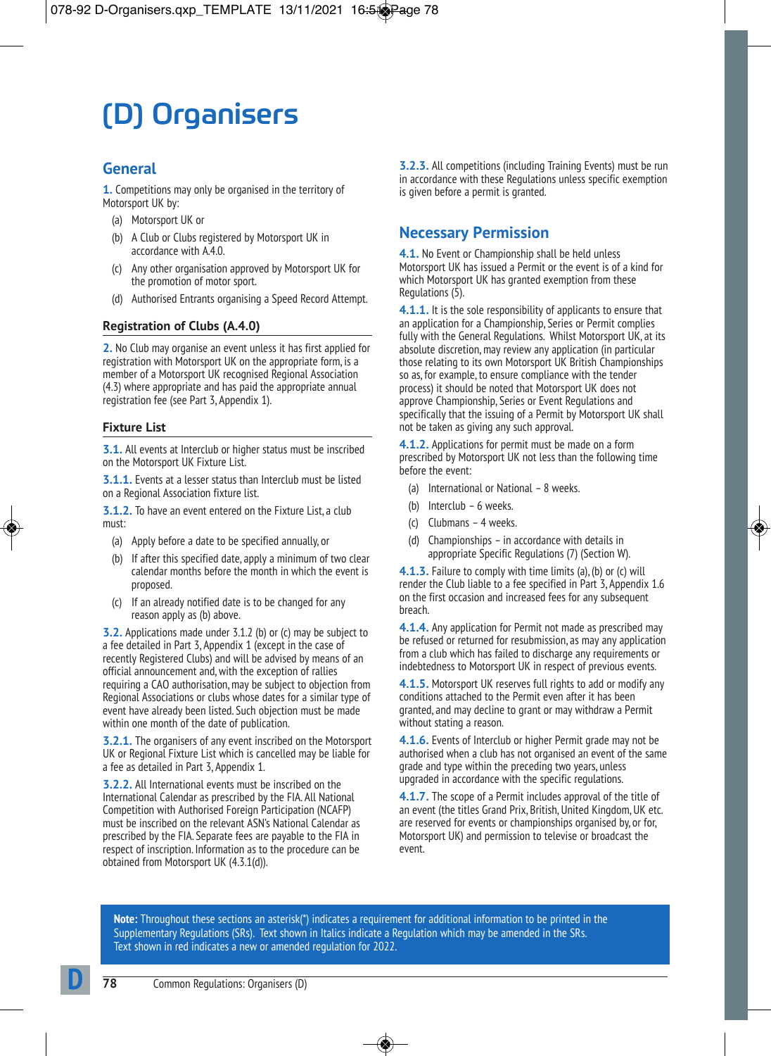# (D) Organisers

## General

**1.** Competitions may only be organised in the territory of Motorsport UK by:

(a) Motorsport UK or

(b) A Club or Clubs registered by Motorsport UK in accordance with A.4.0.

(c) Any other organisation approved by Motorsport UK for the promotion of motor sport.

(d) Authorised Entrants organising a Speed Record Attempt.

### Registration of Clubs (A.4.0)

**2.** No Club may organise an event unless it has first applied for registration with Motorsport UK on the appropriate form, is a member of a Motorsport UK recognised Regional Association (4.3) where appropriate and has paid the appropriate annual registration fee (see Part 3, Appendix 1).

### Fixture List

**3.1.** All events at Interclub or higher status must be inscribed on the Motorsport UK Fixture List.

**3.1.1.** Events at a lesser status than Interclub must be listed on a Regional Association fixture list.

**3.1.2.** To have an event entered on the Fixture List, a club must:

(a) Apply before a date to be specified annually, or

(b) If after this specified date, apply a minimum of two clear calendar months before the month in which the event is proposed.

(c) If an already notified date is to be changed for any reason apply as (b) above.

**3.2.** Applications made under 3.1.2 (b) or (c) may be subject to a fee detailed in Part 3, Appendix 1 (except in the case of recently Registered Clubs) and will be advised by means of an official announcement and, with the exception of rallies requiring a CAO authorisation, may be subject to objection from Regional Associations or clubs whose dates for a similar type of event have already been listed. Such objection must be made within one month of the date of publication.

**3.2.1.** The organisers of any event inscribed on the Motorsport UK or Regional Fixture List which is cancelled may be liable for a fee as detailed in Part 3, Appendix 1.

**3.2.2.** All International events must be inscribed on the International Calendar as prescribed by the FIA. All National Competition with Authorised Foreign Participation (NCAFP) must be inscribed on the relevant ASN's National Calendar as prescribed by the FIA. Separate fees are payable to the FIA in respect of inscription. Information as to the procedure can be obtained from Motorsport UK (4.3.1(d)).

**3.2.3.** All competitions (including Training Events) must be run in accordance with these Regulations unless specific exemption is given before a permit is granted.

## Necessary Permission

**4.1.** No Event or Championship shall be held unless Motorsport UK has issued a Permit or the event is of a kind for which Motorsport UK has granted exemption from these Regulations (5).

**4.1.1.** It is the sole responsibility of applicants to ensure that an application for a Championship, Series or Permit complies fully with the General Regulations. Whilst Motorsport UK, at its absolute discretion, may review any application (in particular those relating to its own Motorsport UK British Championships so as, for example, to ensure compliance with the tender process) it should be noted that Motorsport UK does not approve Championship, Series or Event Regulations and specifically that the issuing of a Permit by Motorsport UK shall not be taken as giving any such approval.

**4.1.2.** Applications for permit must be made on a form prescribed by Motorsport UK not less than the following time before the event:

(a) International or National – 8 weeks.

(b) Interclub – 6 weeks.

(c) Clubmans – 4 weeks.

(d) Championships – in accordance with details in appropriate Specific Regulations (7) (Section W).

**4.1.3.** Failure to comply with time limits (a), (b) or (c) will render the Club liable to a fee specified in Part 3, Appendix 1.6 on the first occasion and increased fees for any subsequent breach.

**4.1.4.** Any application for Permit not made as prescribed may be refused or returned for resubmission, as may any application from a club which has failed to discharge any requirements or indebtedness to Motorsport UK in respect of previous events.

**4.1.5.** Motorsport UK reserves full rights to add or modify any conditions attached to the Permit even after it has been granted, and may decline to grant or may withdraw a Permit without stating a reason.

**4.1.6.** Events of Interclub or higher Permit grade may not be authorised when a club has not organised an event of the same grade and type within the preceding two years, unless upgraded in accordance with the specific regulations.

**4.1.7.** The scope of a Permit includes approval of the title of an event (the titles Grand Prix, British, United Kingdom, UK etc. are reserved for events or championships organised by, or for, Motorsport UK) and permission to televise or broadcast the event.

**Note:** Throughout these sections an asterisk(*) indicates a requirement for additional information to be printed in the Supplementary Regulations (SRs). Text shown in Italics indicate a Regulation which may be amended in the SRs. Text shown in red indicates a new or amended regulation for 2022.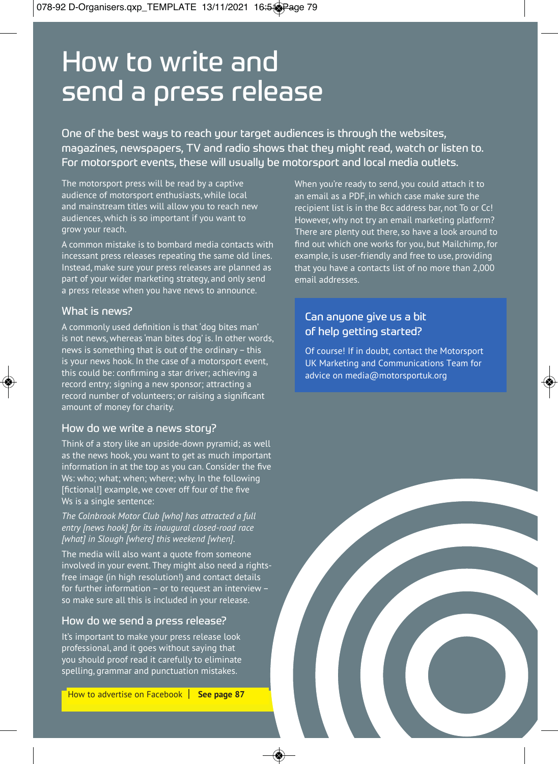# How to write and send a press release

**One of the best ways to reach your target audiences is through the websites, magazines, newspapers, TV and radio shows that they might read, watch or listen to. For motorsport events, these will usually be motorsport and local media outlets.**

The motorsport press will be read by a captive audience of motorsport enthusiasts, while local and mainstream titles will allow you to reach new audiences, which is so important if you want to grow your reach.

A common mistake is to bombard media contacts with incessant press releases repeating the same old lines. Instead, make sure your press releases are planned as part of your wider marketing strategy, and only send a press release when you have news to announce.

## What is news?

A commonly used definition is that 'dog bites man' is not news, whereas 'man bites dog' is. In other words, news is something that is out of the ordinary – this is your news hook. In the case of a motorsport event, this could be: confirming a star driver; achieving a record entry; signing a new sponsor; attracting a record number of volunteers; or raising a significant amount of money for charity.

## How do we write a news story?

Think of a story like an upside-down pyramid; as well as the news hook, you want to get as much important information in at the top as you can. Consider the five Ws: who; what; when; where; why. In the following [fictional!] example, we cover off four of the five Ws is a single sentence:

*The Colnbrook Motor Club [who] has attracted a full entry [news hook] for its inaugural closed-road race [what] in Slough [where] this weekend [when].*

The media will also want a quote from someone involved in your event. They might also need a rights-free image (in high resolution!) and contact details for further information – or to request an interview – so make sure all this is included in your release.

## How do we send a press release?

It's important to make your press release look professional, and it goes without saying that you should proof read it carefully to eliminate spelling, grammar and punctuation mistakes.

How to advertise on Facebook | **See page 87**

When you're ready to send, you could attach it to an email as a PDF, in which case make sure the recipient list is in the Bcc address bar, not To or Cc! However, why not try an email marketing platform? There are plenty out there, so have a look around to find out which one works for you, but Mailchimp, for example, is user-friendly and free to use, providing that you have a contacts list of no more than 2,000 email addresses.

### Can anyone give us a bit of help getting started?

Of course! If in doubt, contact the Motorsport UK Marketing and Communications Team for advice on media@motorsportuk.org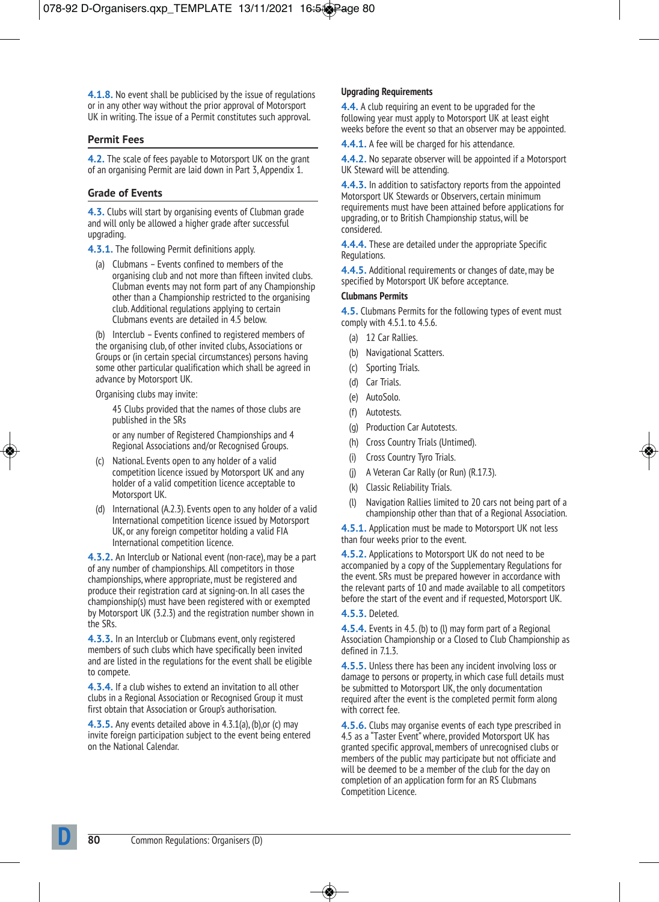**4.1.8.** No event shall be publicised by the issue of regulations or in any other way without the prior approval of Motorsport UK in writing. The issue of a Permit constitutes such approval.

## Permit Fees

**4.2.** The scale of fees payable to Motorsport UK on the grant of an organising Permit are laid down in Part 3, Appendix 1.

## Grade of Events

**4.3.** Clubs will start by organising events of Clubman grade and will only be allowed a higher grade after successful upgrading.

**4.3.1.** The following Permit definitions apply.

(a) Clubmans – Events confined to members of the organising club and not more than fifteen invited clubs. Clubman events may not form part of any Championship other than a Championship restricted to the organising club. Additional regulations applying to certain Clubmans events are detailed in 4.5 below.

(b) Interclub – Events confined to registered members of the organising club, of other invited clubs, Associations or Groups or (in certain special circumstances) persons having some other particular qualification which shall be agreed in advance by Motorsport UK.

Organising clubs may invite:

45 Clubs provided that the names of those clubs are published in the SRs

or any number of Registered Championships and 4 Regional Associations and/or Recognised Groups.

(c) National. Events open to any holder of a valid competition licence issued by Motorsport UK and any holder of a valid competition licence acceptable to Motorsport UK.

(d) International (A.2.3). Events open to any holder of a valid International competition licence issued by Motorsport UK, or any foreign competitor holding a valid FIA International competition licence.

**4.3.2.** An Interclub or National event (non-race), may be a part of any number of championships. All competitors in those championships, where appropriate, must be registered and produce their registration card at signing-on. In all cases the championship(s) must have been registered with or exempted by Motorsport UK (3.2.3) and the registration number shown in the SRs.

**4.3.3.** In an Interclub or Clubmans event, only registered members of such clubs which have specifically been invited and are listed in the regulations for the event shall be eligible to compete.

**4.3.4.** If a club wishes to extend an invitation to all other clubs in a Regional Association or Recognised Group it must first obtain that Association or Group's authorisation.

**4.3.5.** Any events detailed above in 4.3.1(a), (b), or (c) may invite foreign participation subject to the event being entered on the National Calendar.

### Upgrading Requirements

**4.4.** A club requiring an event to be upgraded for the following year must apply to Motorsport UK at least eight weeks before the event so that an observer may be appointed.

**4.4.1.** A fee will be charged for his attendance.

**4.4.2.** No separate observer will be appointed if a Motorsport UK Steward will be attending.

**4.4.3.** In addition to satisfactory reports from the appointed Motorsport UK Stewards or Observers, certain minimum requirements must have been attained before applications for upgrading, or to British Championship status, will be considered.

**4.4.4.** These are detailed under the appropriate Specific Regulations.

**4.4.5.** Additional requirements or changes of date, may be specified by Motorsport UK before acceptance.

### Clubmans Permits

**4.5.** Clubmans Permits for the following types of event must comply with 4.5.1. to 4.5.6.

(a) 12 Car Rallies.

(b) Navigational Scatters.

(c) Sporting Trials.

(d) Car Trials.

(e) AutoSolo.

(f) Autotests.

(g) Production Car Autotests.

(h) Cross Country Trials (Untimed).

(i) Cross Country Tyro Trials.

(j) A Veteran Car Rally (or Run) (R.17.3).

(k) Classic Reliability Trials.

(l) Navigation Rallies limited to 20 cars not being part of a championship other than that of a Regional Association.

**4.5.1.** Application must be made to Motorsport UK not less than four weeks prior to the event.

**4.5.2.** Applications to Motorsport UK do not need to be accompanied by a copy of the Supplementary Regulations for the event. SRs must be prepared however in accordance with the relevant parts of 10 and made available to all competitors before the start of the event and if requested, Motorsport UK.

**4.5.3.** Deleted.

**4.5.4.** Events in 4.5. (b) to (l) may form part of a Regional Association Championship or a Closed to Club Championship as defined in 7.1.3.

**4.5.5.** Unless there has been any incident involving loss or damage to persons or property, in which case full details must be submitted to Motorsport UK, the only documentation required after the event is the completed permit form along with correct fee.

**4.5.6.** Clubs may organise events of each type prescribed in 4.5 as a "Taster Event" where, provided Motorsport UK has granted specific approval, members of unrecognised clubs or members of the public may participate but not officiate and will be deemed to be a member of the club for the day on completion of an application form for an RS Clubmans Competition Licence.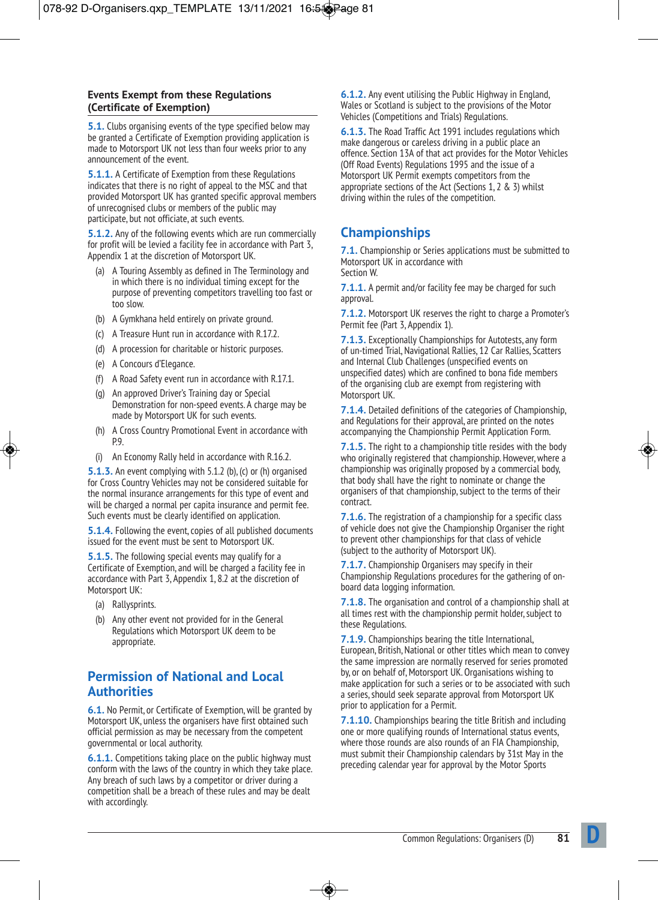### Events Exempt from these Regulations (Certificate of Exemption)

**5.1.** Clubs organising events of the type specified below may be granted a Certificate of Exemption providing application is made to Motorsport UK not less than four weeks prior to any announcement of the event.

**5.1.1.** A Certificate of Exemption from these Regulations indicates that there is no right of appeal to the MSC and that provided Motorsport UK has granted specific approval members of unrecognised clubs or members of the public may participate, but not officiate, at such events.

**5.1.2.** Any of the following events which are run commercially for profit will be levied a facility fee in accordance with Part 3, Appendix 1 at the discretion of Motorsport UK.

- (a) A Touring Assembly as defined in The Terminology and in which there is no individual timing except for the purpose of preventing competitors travelling too fast or too slow.
- (b) A Gymkhana held entirely on private ground.
- (c) A Treasure Hunt run in accordance with R.17.2.
- (d) A procession for charitable or historic purposes.
- (e) A Concours d'Elegance.
- (f) A Road Safety event run in accordance with R.17.1.
- (g) An approved Driver's Training day or Special Demonstration for non-speed events. A charge may be made by Motorsport UK for such events.
- (h) A Cross Country Promotional Event in accordance with P.9.
- (i) An Economy Rally held in accordance with R.16.2.

**5.1.3.** An event complying with 5.1.2 (b), (c) or (h) organised for Cross Country Vehicles may not be considered suitable for the normal insurance arrangements for this type of event and will be charged a normal per capita insurance and permit fee. Such events must be clearly identified on application.

**5.1.4.** Following the event, copies of all published documents issued for the event must be sent to Motorsport UK.

**5.1.5.** The following special events may qualify for a Certificate of Exemption, and will be charged a facility fee in accordance with Part 3, Appendix 1, 8.2 at the discretion of Motorsport UK:

- (a) Rallysprints.
- (b) Any other event not provided for in the General Regulations which Motorsport UK deem to be appropriate.

## Permission of National and Local Authorities

**6.1.** No Permit, or Certificate of Exemption, will be granted by Motorsport UK, unless the organisers have first obtained such official permission as may be necessary from the competent governmental or local authority.

**6.1.1.** Competitions taking place on the public highway must conform with the laws of the country in which they take place. Any breach of such laws by a competitor or driver during a competition shall be a breach of these rules and may be dealt with accordingly.

**6.1.2.** Any event utilising the Public Highway in England, Wales or Scotland is subject to the provisions of the Motor Vehicles (Competitions and Trials) Regulations.

**6.1.3.** The Road Traffic Act 1991 includes regulations which make dangerous or careless driving in a public place an offence. Section 13A of that act provides for the Motor Vehicles (Off Road Events) Regulations 1995 and the issue of a Motorsport UK Permit exempts competitors from the appropriate sections of the Act (Sections 1, 2 & 3) whilst driving within the rules of the competition.

## Championships

**7.1.** Championship or Series applications must be submitted to Motorsport UK in accordance with Section W.

**7.1.1.** A permit and/or facility fee may be charged for such approval.

**7.1.2.** Motorsport UK reserves the right to charge a Promoter's Permit fee (Part 3, Appendix 1).

**7.1.3.** Exceptionally Championships for Autotests, any form of un-timed Trial, Navigational Rallies, 12 Car Rallies, Scatters and Internal Club Challenges (unspecified events on unspecified dates) which are confined to bona fide members of the organising club are exempt from registering with Motorsport UK.

**7.1.4.** Detailed definitions of the categories of Championship, and Regulations for their approval, are printed on the notes accompanying the Championship Permit Application Form.

**7.1.5.** The right to a championship title resides with the body who originally registered that championship. However, where a championship was originally proposed by a commercial body, that body shall have the right to nominate or change the organisers of that championship, subject to the terms of their contract.

**7.1.6.** The registration of a championship for a specific class of vehicle does not give the Championship Organiser the right to prevent other championships for that class of vehicle (subject to the authority of Motorsport UK).

**7.1.7.** Championship Organisers may specify in their Championship Regulations procedures for the gathering of on-board data logging information.

**7.1.8.** The organisation and control of a championship shall at all times rest with the championship permit holder, subject to these Regulations.

**7.1.9.** Championships bearing the title International, European, British, National or other titles which mean to convey the same impression are normally reserved for series promoted by, or on behalf of, Motorsport UK. Organisations wishing to make application for such a series or to be associated with such a series, should seek separate approval from Motorsport UK prior to application for a Permit.

**7.1.10.** Championships bearing the title British and including one or more qualifying rounds of International status events, where those rounds are also rounds of an FIA Championship, must submit their Championship calendars by 31st May in the preceding calendar year for approval by the Motor Sports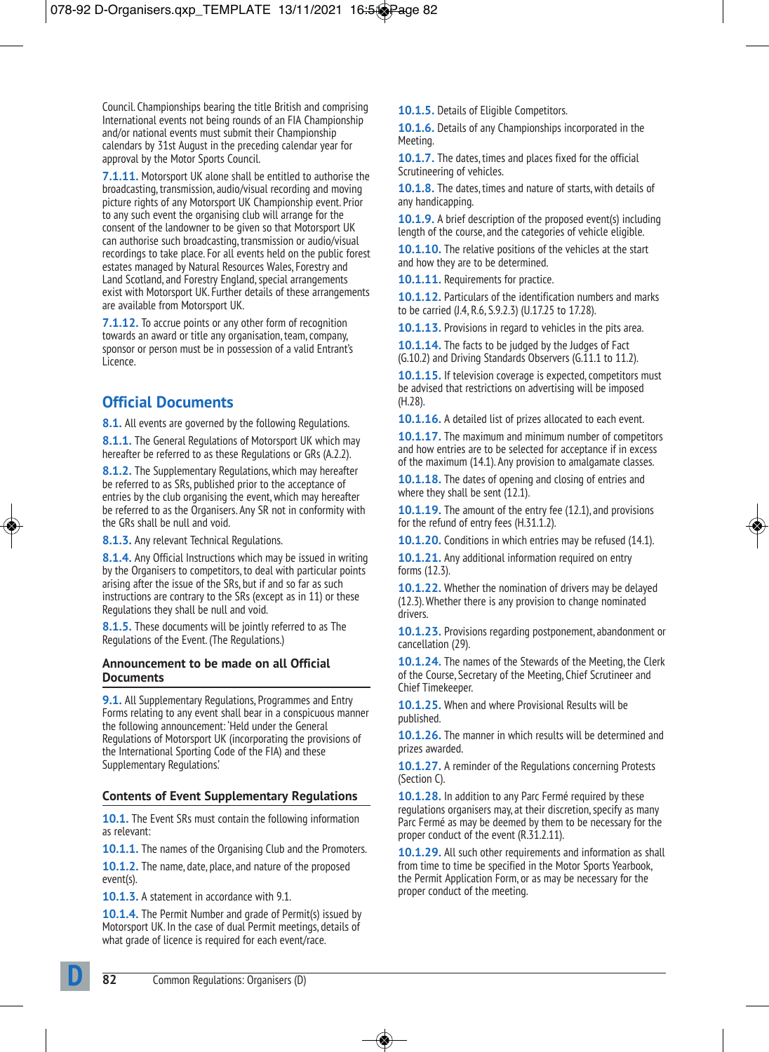Council. Championships bearing the title British and comprising International events not being rounds of an FIA Championship and/or national events must submit their Championship calendars by 31st August in the preceding calendar year for approval by the Motor Sports Council.

**7.1.11.** Motorsport UK alone shall be entitled to authorise the broadcasting, transmission, audio/visual recording and moving picture rights of any Motorsport UK Championship event. Prior to any such event the organising club will arrange for the consent of the landowner to be given so that Motorsport UK can authorise such broadcasting, transmission or audio/visual recordings to take place. For all events held on the public forest estates managed by Natural Resources Wales, Forestry and Land Scotland, and Forestry England, special arrangements exist with Motorsport UK. Further details of these arrangements are available from Motorsport UK.

**7.1.12.** To accrue points or any other form of recognition towards an award or title any organisation, team, company, sponsor or person must be in possession of a valid Entrant's Licence.

## Official Documents

**8.1.** All events are governed by the following Regulations.

**8.1.1.** The General Regulations of Motorsport UK which may hereafter be referred to as these Regulations or GRs (A.2.2).

**8.1.2.** The Supplementary Regulations, which may hereafter be referred to as SRs, published prior to the acceptance of entries by the club organising the event, which may hereafter be referred to as the Organisers. Any SR not in conformity with the GRs shall be null and void.

**8.1.3.** Any relevant Technical Regulations.

**8.1.4.** Any Official Instructions which may be issued in writing by the Organisers to competitors, to deal with particular points arising after the issue of the SRs, but if and so far as such instructions are contrary to the SRs (except as in 11) or these Regulations they shall be null and void.

**8.1.5.** These documents will be jointly referred to as The Regulations of the Event. (The Regulations.)

### Announcement to be made on all Official Documents

**9.1.** All Supplementary Regulations, Programmes and Entry Forms relating to any event shall bear in a conspicuous manner the following announcement: 'Held under the General Regulations of Motorsport UK (incorporating the provisions of the International Sporting Code of the FIA) and these Supplementary Regulations.'

### Contents of Event Supplementary Regulations

**10.1.** The Event SRs must contain the following information as relevant:

**10.1.1.** The names of the Organising Club and the Promoters.

**10.1.2.** The name, date, place, and nature of the proposed event(s).

**10.1.3.** A statement in accordance with 9.1.

**10.1.4.** The Permit Number and grade of Permit(s) issued by Motorsport UK. In the case of dual Permit meetings, details of what grade of licence is required for each event/race.

**10.1.5.** Details of Eligible Competitors.

**10.1.6.** Details of any Championships incorporated in the Meeting.

**10.1.7.** The dates, times and places fixed for the official Scrutineering of vehicles.

**10.1.8.** The dates, times and nature of starts, with details of any handicapping.

**10.1.9.** A brief description of the proposed event(s) including length of the course, and the categories of vehicle eligible.

**10.1.10.** The relative positions of the vehicles at the start and how they are to be determined.

**10.1.11.** Requirements for practice.

**10.1.12.** Particulars of the identification numbers and marks to be carried (J.4, R.6, S.9.2.3) (U.17.25 to 17.28).

**10.1.13.** Provisions in regard to vehicles in the pits area.

**10.1.14.** The facts to be judged by the Judges of Fact (G.10.2) and Driving Standards Observers (G.11.1 to 11.2).

**10.1.15.** If television coverage is expected, competitors must be advised that restrictions on advertising will be imposed (H.28).

**10.1.16.** A detailed list of prizes allocated to each event.

**10.1.17.** The maximum and minimum number of competitors and how entries are to be selected for acceptance if in excess of the maximum (14.1). Any provision to amalgamate classes.

**10.1.18.** The dates of opening and closing of entries and where they shall be sent (12.1).

**10.1.19.** The amount of the entry fee (12.1), and provisions for the refund of entry fees (H.31.1.2).

**10.1.20.** Conditions in which entries may be refused (14.1).

**10.1.21.** Any additional information required on entry forms (12.3).

**10.1.22.** Whether the nomination of drivers may be delayed (12.3). Whether there is any provision to change nominated drivers.

**10.1.23.** Provisions regarding postponement, abandonment or cancellation (29).

**10.1.24.** The names of the Stewards of the Meeting, the Clerk of the Course, Secretary of the Meeting, Chief Scrutineer and Chief Timekeeper.

**10.1.25.** When and where Provisional Results will be published.

**10.1.26.** The manner in which results will be determined and prizes awarded.

**10.1.27.** A reminder of the Regulations concerning Protests (Section C).

**10.1.28.** In addition to any Parc Fermé required by these regulations organisers may, at their discretion, specify as many Parc Fermé as may be deemed by them to be necessary for the proper conduct of the event (R.31.2.11).

**10.1.29.** All such other requirements and information as shall from time to time be specified in the Motor Sports Yearbook, the Permit Application Form, or as may be necessary for the proper conduct of the meeting.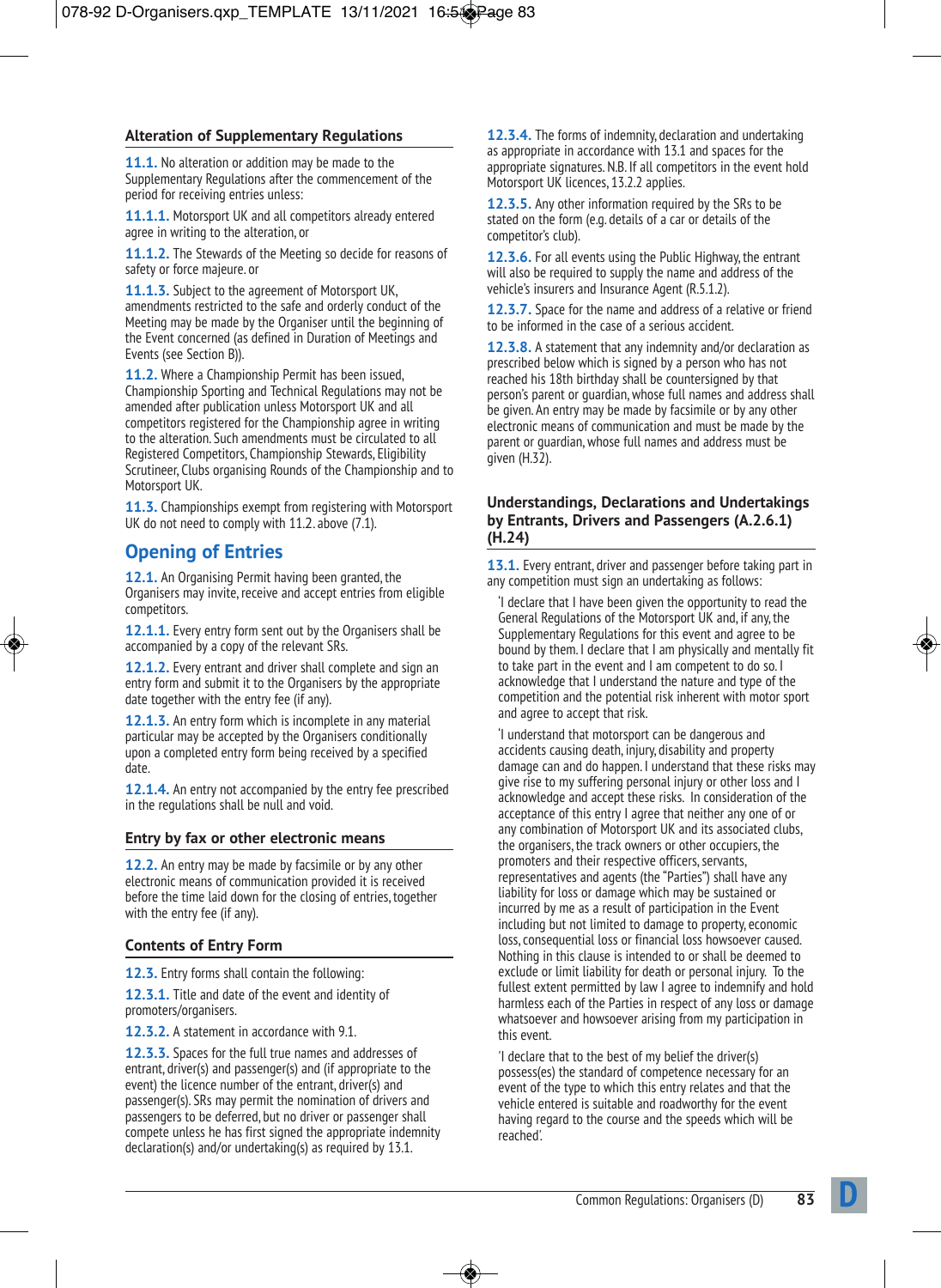### Alteration of Supplementary Regulations

**11.1.** No alteration or addition may be made to the Supplementary Regulations after the commencement of the period for receiving entries unless:

**11.1.1.** Motorsport UK and all competitors already entered agree in writing to the alteration, or

**11.1.2.** The Stewards of the Meeting so decide for reasons of safety or force majeure. or

**11.1.3.** Subject to the agreement of Motorsport UK, amendments restricted to the safe and orderly conduct of the Meeting may be made by the Organiser until the beginning of the Event concerned (as defined in Duration of Meetings and Events (see Section B)).

**11.2.** Where a Championship Permit has been issued, Championship Sporting and Technical Regulations may not be amended after publication unless Motorsport UK and all competitors registered for the Championship agree in writing to the alteration. Such amendments must be circulated to all Registered Competitors, Championship Stewards, Eligibility Scrutineer, Clubs organising Rounds of the Championship and to Motorsport UK.

**11.3.** Championships exempt from registering with Motorsport UK do not need to comply with 11.2. above (7.1).

## Opening of Entries

**12.1.** An Organising Permit having been granted, the Organisers may invite, receive and accept entries from eligible competitors.

**12.1.1.** Every entry form sent out by the Organisers shall be accompanied by a copy of the relevant SRs.

**12.1.2.** Every entrant and driver shall complete and sign an entry form and submit it to the Organisers by the appropriate date together with the entry fee (if any).

**12.1.3.** An entry form which is incomplete in any material particular may be accepted by the Organisers conditionally upon a completed entry form being received by a specified date.

**12.1.4.** An entry not accompanied by the entry fee prescribed in the regulations shall be null and void.

### Entry by fax or other electronic means

**12.2.** An entry may be made by facsimile or by any other electronic means of communication provided it is received before the time laid down for the closing of entries, together with the entry fee (if any).

### Contents of Entry Form

**12.3.** Entry forms shall contain the following:

**12.3.1.** Title and date of the event and identity of promoters/organisers.

**12.3.2.** A statement in accordance with 9.1.

**12.3.3.** Spaces for the full true names and addresses of entrant, driver(s) and passenger(s) and (if appropriate to the event) the licence number of the entrant, driver(s) and passenger(s). SRs may permit the nomination of drivers and passengers to be deferred, but no driver or passenger shall compete unless he has first signed the appropriate indemnity declaration(s) and/or undertaking(s) as required by 13.1.

**12.3.4.** The forms of indemnity, declaration and undertaking as appropriate in accordance with 13.1 and spaces for the appropriate signatures. N.B. If all competitors in the event hold Motorsport UK licences, 13.2.2 applies.

**12.3.5.** Any other information required by the SRs to be stated on the form (e.g. details of a car or details of the competitor's club).

**12.3.6.** For all events using the Public Highway, the entrant will also be required to supply the name and address of the vehicle's insurers and Insurance Agent (R.5.1.2).

**12.3.7.** Space for the name and address of a relative or friend to be informed in the case of a serious accident.

**12.3.8.** A statement that any indemnity and/or declaration as prescribed below which is signed by a person who has not reached his 18th birthday shall be countersigned by that person's parent or guardian, whose full names and address shall be given. An entry may be made by facsimile or by any other electronic means of communication and must be made by the parent or guardian, whose full names and address must be given (H.32).

### Understandings, Declarations and Undertakings by Entrants, Drivers and Passengers (A.2.6.1) (H.24)

**13.1.** Every entrant, driver and passenger before taking part in any competition must sign an undertaking as follows:

'I declare that I have been given the opportunity to read the General Regulations of the Motorsport UK and, if any, the Supplementary Regulations for this event and agree to be bound by them. I declare that I am physically and mentally fit to take part in the event and I am competent to do so. I acknowledge that I understand the nature and type of the competition and the potential risk inherent with motor sport and agree to accept that risk.

'I understand that motorsport can be dangerous and accidents causing death, injury, disability and property damage can and do happen. I understand that these risks may give rise to my suffering personal injury or other loss and I acknowledge and accept these risks. In consideration of the acceptance of this entry I agree that neither any one of or any combination of Motorsport UK and its associated clubs, the organisers, the track owners or other occupiers, the promoters and their respective officers, servants, representatives and agents (the "Parties") shall have any liability for loss or damage which may be sustained or incurred by me as a result of participation in the Event including but not limited to damage to property, economic loss, consequential loss or financial loss howsoever caused. Nothing in this clause is intended to or shall be deemed to exclude or limit liability for death or personal injury. To the fullest extent permitted by law I agree to indemnify and hold harmless each of the Parties in respect of any loss or damage whatsoever and howsoever arising from my participation in this event.

'I declare that to the best of my belief the driver(s) possess(es) the standard of competence necessary for an event of the type to which this entry relates and that the vehicle entered is suitable and roadworthy for the event having regard to the course and the speeds which will be reached'.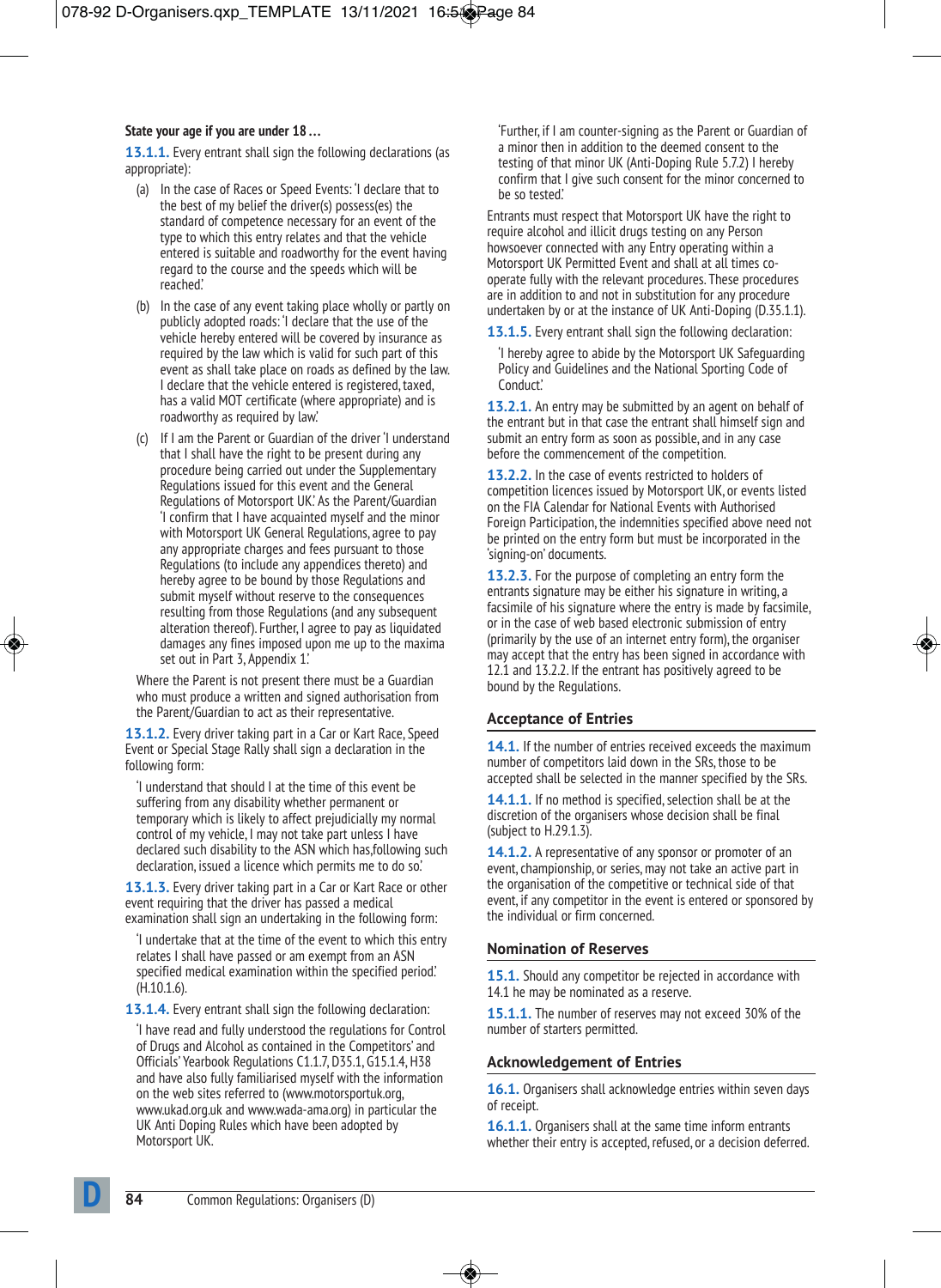**State your age if you are under 18 …**

**13.1.1.** Every entrant shall sign the following declarations (as appropriate):

(a) In the case of Races or Speed Events: 'I declare that to the best of my belief the driver(s) possess(es) the standard of competence necessary for an event of the type to which this entry relates and that the vehicle entered is suitable and roadworthy for the event having regard to the course and the speeds which will be reached.'

(b) In the case of any event taking place wholly or partly on publicly adopted roads: 'I declare that the use of the vehicle hereby entered will be covered by insurance as required by the law which is valid for such part of this event as shall take place on roads as defined by the law. I declare that the vehicle entered is registered, taxed, has a valid MOT certificate (where appropriate) and is roadworthy as required by law.'

(c) If I am the Parent or Guardian of the driver 'I understand that I shall have the right to be present during any procedure being carried out under the Supplementary Regulations issued for this event and the General Regulations of Motorsport UK.' As the Parent/Guardian 'I confirm that I have acquainted myself and the minor with Motorsport UK General Regulations, agree to pay any appropriate charges and fees pursuant to those Regulations (to include any appendices thereto) and hereby agree to be bound by those Regulations and submit myself without reserve to the consequences resulting from those Regulations (and any subsequent alteration thereof). Further, I agree to pay as liquidated damages any fines imposed upon me up to the maxima set out in Part 3, Appendix 1.'

Where the Parent is not present there must be a Guardian who must produce a written and signed authorisation from the Parent/Guardian to act as their representative.

**13.1.2.** Every driver taking part in a Car or Kart Race, Speed Event or Special Stage Rally shall sign a declaration in the following form:

'I understand that should I at the time of this event be suffering from any disability whether permanent or temporary which is likely to affect prejudicially my normal control of my vehicle, I may not take part unless I have declared such disability to the ASN which has,following such declaration, issued a licence which permits me to do so.'

**13.1.3.** Every driver taking part in a Car or Kart Race or other event requiring that the driver has passed a medical examination shall sign an undertaking in the following form:

'I undertake that at the time of the event to which this entry relates I shall have passed or am exempt from an ASN specified medical examination within the specified period.' (H.10.1.6).

**13.1.4.** Every entrant shall sign the following declaration:

'I have read and fully understood the regulations for Control of Drugs and Alcohol as contained in the Competitors' and Officials' Yearbook Regulations C1.1.7, D35.1, G15.1.4, H38 and have also fully familiarised myself with the information on the web sites referred to (www.motorsportuk.org, www.ukad.org.uk and www.wada-ama.org) in particular the UK Anti Doping Rules which have been adopted by Motorsport UK.

'Further, if I am counter-signing as the Parent or Guardian of a minor then in addition to the deemed consent to the testing of that minor UK (Anti-Doping Rule 5.7.2) I hereby confirm that I give such consent for the minor concerned to be so tested.'

Entrants must respect that Motorsport UK have the right to require alcohol and illicit drugs testing on any Person howsoever connected with any Entry operating within a Motorsport UK Permitted Event and shall at all times co-operate fully with the relevant procedures. These procedures are in addition to and not in substitution for any procedure undertaken by or at the instance of UK Anti-Doping (D.35.1.1).

**13.1.5.** Every entrant shall sign the following declaration:

'I hereby agree to abide by the Motorsport UK Safeguarding Policy and Guidelines and the National Sporting Code of Conduct.'

**13.2.1.** An entry may be submitted by an agent on behalf of the entrant but in that case the entrant shall himself sign and submit an entry form as soon as possible, and in any case before the commencement of the competition.

**13.2.2.** In the case of events restricted to holders of competition licences issued by Motorsport UK, or events listed on the FIA Calendar for National Events with Authorised Foreign Participation, the indemnities specified above need not be printed on the entry form but must be incorporated in the 'signing-on' documents.

**13.2.3.** For the purpose of completing an entry form the entrants signature may be either his signature in writing, a facsimile of his signature where the entry is made by facsimile, or in the case of web based electronic submission of entry (primarily by the use of an internet entry form), the organiser may accept that the entry has been signed in accordance with 12.1 and 13.2.2. If the entrant has positively agreed to be bound by the Regulations.

## Acceptance of Entries

**14.1.** If the number of entries received exceeds the maximum number of competitors laid down in the SRs, those to be accepted shall be selected in the manner specified by the SRs.

**14.1.1.** If no method is specified, selection shall be at the discretion of the organisers whose decision shall be final (subject to H.29.1.3).

**14.1.2.** A representative of any sponsor or promoter of an event, championship, or series, may not take an active part in the organisation of the competitive or technical side of that event, if any competitor in the event is entered or sponsored by the individual or firm concerned.

## Nomination of Reserves

**15.1.** Should any competitor be rejected in accordance with 14.1 he may be nominated as a reserve.

**15.1.1.** The number of reserves may not exceed 30% of the number of starters permitted.

## Acknowledgement of Entries

**16.1.** Organisers shall acknowledge entries within seven days of receipt.

**16.1.1.** Organisers shall at the same time inform entrants whether their entry is accepted, refused, or a decision deferred.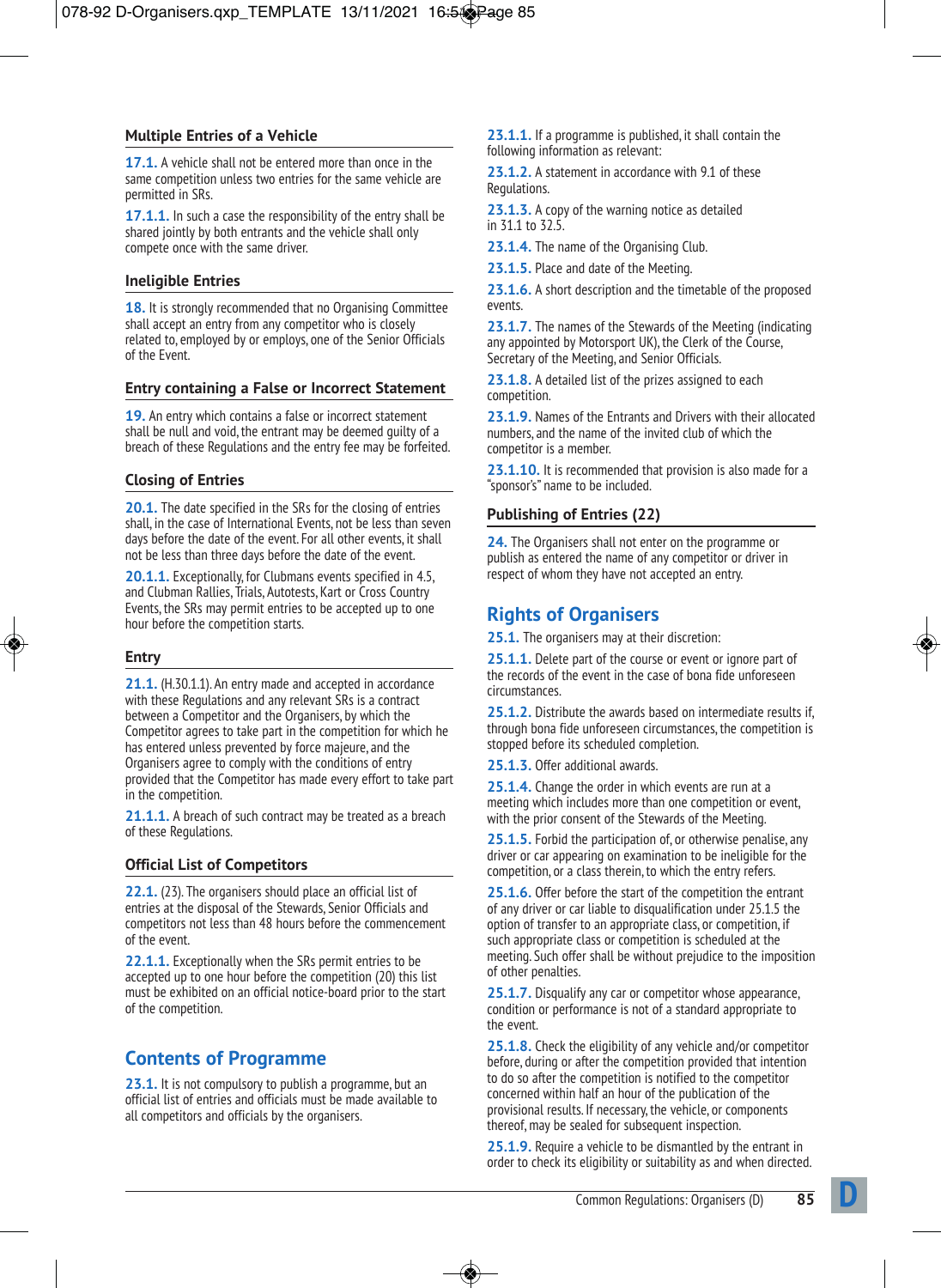### Multiple Entries of a Vehicle

**17.1.** A vehicle shall not be entered more than once in the same competition unless two entries for the same vehicle are permitted in SRs.

**17.1.1.** In such a case the responsibility of the entry shall be shared jointly by both entrants and the vehicle shall only compete once with the same driver.

### Ineligible Entries

**18.** It is strongly recommended that no Organising Committee shall accept an entry from any competitor who is closely related to, employed by or employs, one of the Senior Officials of the Event.

### Entry containing a False or Incorrect Statement

**19.** An entry which contains a false or incorrect statement shall be null and void, the entrant may be deemed guilty of a breach of these Regulations and the entry fee may be forfeited.

### Closing of Entries

**20.1.** The date specified in the SRs for the closing of entries shall, in the case of International Events, not be less than seven days before the date of the event. For all other events, it shall not be less than three days before the date of the event.

**20.1.1.** Exceptionally, for Clubmans events specified in 4.5, and Clubman Rallies, Trials, Autotests, Kart or Cross Country Events, the SRs may permit entries to be accepted up to one hour before the competition starts.

### Entry

**21.1.** (H.30.1.1). An entry made and accepted in accordance with these Regulations and any relevant SRs is a contract between a Competitor and the Organisers, by which the Competitor agrees to take part in the competition for which he has entered unless prevented by force majeure, and the Organisers agree to comply with the conditions of entry provided that the Competitor has made every effort to take part in the competition.

**21.1.1.** A breach of such contract may be treated as a breach of these Regulations.

### Official List of Competitors

**22.1.** (23). The organisers should place an official list of entries at the disposal of the Stewards, Senior Officials and competitors not less than 48 hours before the commencement of the event.

**22.1.1.** Exceptionally when the SRs permit entries to be accepted up to one hour before the competition (20) this list must be exhibited on an official notice-board prior to the start of the competition.

## Contents of Programme

**23.1.** It is not compulsory to publish a programme, but an official list of entries and officials must be made available to all competitors and officials by the organisers.

**23.1.1.** If a programme is published, it shall contain the following information as relevant:

**23.1.2.** A statement in accordance with 9.1 of these Regulations.

**23.1.3.** A copy of the warning notice as detailed in 31.1 to 32.5.

**23.1.4.** The name of the Organising Club.

**23.1.5.** Place and date of the Meeting.

**23.1.6.** A short description and the timetable of the proposed events.

**23.1.7.** The names of the Stewards of the Meeting (indicating any appointed by Motorsport UK), the Clerk of the Course, Secretary of the Meeting, and Senior Officials.

**23.1.8.** A detailed list of the prizes assigned to each competition.

**23.1.9.** Names of the Entrants and Drivers with their allocated numbers, and the name of the invited club of which the competitor is a member.

**23.1.10.** It is recommended that provision is also made for a "sponsor's" name to be included.

### Publishing of Entries (22)

**24.** The Organisers shall not enter on the programme or publish as entered the name of any competitor or driver in respect of whom they have not accepted an entry.

## Rights of Organisers

**25.1.** The organisers may at their discretion:

**25.1.1.** Delete part of the course or event or ignore part of the records of the event in the case of bona fide unforeseen circumstances.

**25.1.2.** Distribute the awards based on intermediate results if, through bona fide unforeseen circumstances, the competition is stopped before its scheduled completion.

**25.1.3.** Offer additional awards.

**25.1.4.** Change the order in which events are run at a meeting which includes more than one competition or event, with the prior consent of the Stewards of the Meeting.

**25.1.5.** Forbid the participation of, or otherwise penalise, any driver or car appearing on examination to be ineligible for the competition, or a class therein, to which the entry refers.

**25.1.6.** Offer before the start of the competition the entrant of any driver or car liable to disqualification under 25.1.5 the option of transfer to an appropriate class, or competition, if such appropriate class or competition is scheduled at the meeting. Such offer shall be without prejudice to the imposition of other penalties.

**25.1.7.** Disqualify any car or competitor whose appearance, condition or performance is not of a standard appropriate to the event.

**25.1.8.** Check the eligibility of any vehicle and/or competitor before, during or after the competition provided that intention to do so after the competition is notified to the competitor concerned within half an hour of the publication of the provisional results. If necessary, the vehicle, or components thereof, may be sealed for subsequent inspection.

**25.1.9.** Require a vehicle to be dismantled by the entrant in order to check its eligibility or suitability as and when directed.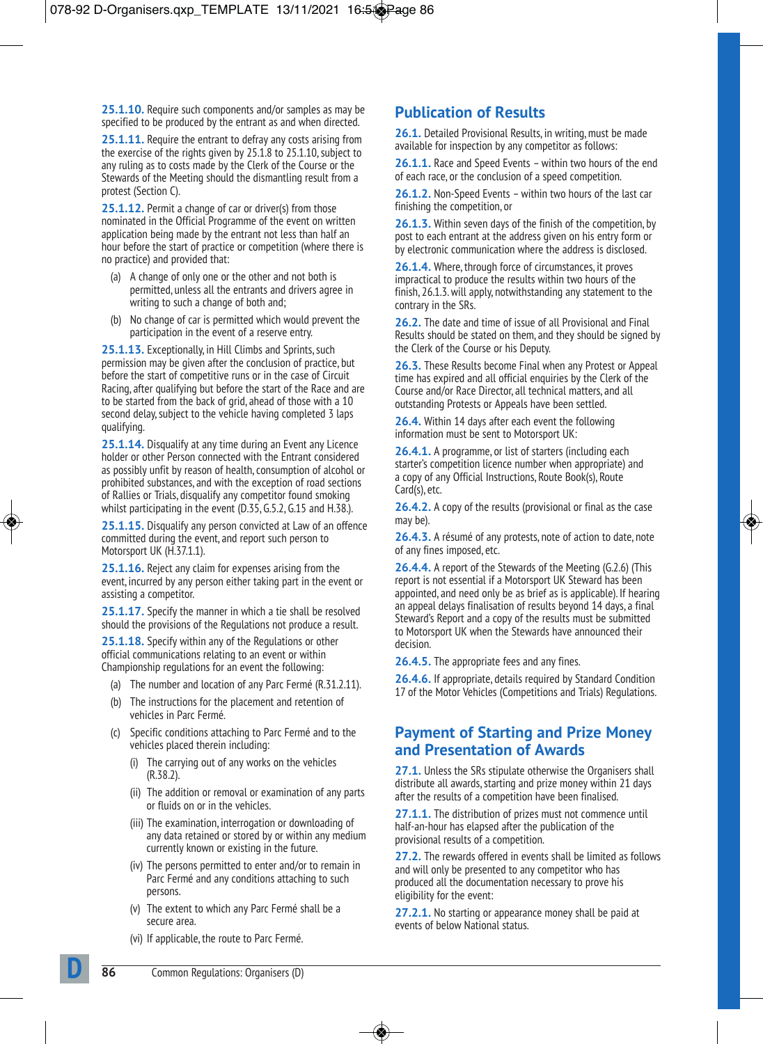**25.1.10.** Require such components and/or samples as may be specified to be produced by the entrant as and when directed.

**25.1.11.** Require the entrant to defray any costs arising from the exercise of the rights given by 25.1.8 to 25.1.10, subject to any ruling as to costs made by the Clerk of the Course or the Stewards of the Meeting should the dismantling result from a protest (Section C).

**25.1.12.** Permit a change of car or driver(s) from those nominated in the Official Programme of the event on written application being made by the entrant not less than half an hour before the start of practice or competition (where there is no practice) and provided that:

(a) A change of only one or the other and not both is permitted, unless all the entrants and drivers agree in writing to such a change of both and;

(b) No change of car is permitted which would prevent the participation in the event of a reserve entry.

**25.1.13.** Exceptionally, in Hill Climbs and Sprints, such permission may be given after the conclusion of practice, but before the start of competitive runs or in the case of Circuit Racing, after qualifying but before the start of the Race and are to be started from the back of grid, ahead of those with a 10 second delay, subject to the vehicle having completed 3 laps qualifying.

**25.1.14.** Disqualify at any time during an Event any Licence holder or other Person connected with the Entrant considered as possibly unfit by reason of health, consumption of alcohol or prohibited substances, and with the exception of road sections of Rallies or Trials, disqualify any competitor found smoking whilst participating in the event (D.35, G.5.2, G.15 and H.38.).

**25.1.15.** Disqualify any person convicted at Law of an offence committed during the event, and report such person to Motorsport UK (H.37.1.1).

**25.1.16.** Reject any claim for expenses arising from the event, incurred by any person either taking part in the event or assisting a competitor.

**25.1.17.** Specify the manner in which a tie shall be resolved should the provisions of the Regulations not produce a result.

**25.1.18.** Specify within any of the Regulations or other official communications relating to an event or within Championship regulations for an event the following:

(a) The number and location of any Parc Fermé (R.31.2.11).

(b) The instructions for the placement and retention of vehicles in Parc Fermé.

(c) Specific conditions attaching to Parc Fermé and to the vehicles placed therein including:

  (i) The carrying out of any works on the vehicles (R.38.2).

  (ii) The addition or removal or examination of any parts or fluids on or in the vehicles.

  (iii) The examination, interrogation or downloading of any data retained or stored by or within any medium currently known or existing in the future.

  (iv) The persons permitted to enter and/or to remain in Parc Fermé and any conditions attaching to such persons.

  (v) The extent to which any Parc Fermé shall be a secure area.

  (vi) If applicable, the route to Parc Fermé.

## Publication of Results

**26.1.** Detailed Provisional Results, in writing, must be made available for inspection by any competitor as follows:

**26.1.1.** Race and Speed Events – within two hours of the end of each race, or the conclusion of a speed competition.

**26.1.2.** Non-Speed Events – within two hours of the last car finishing the competition, or

**26.1.3.** Within seven days of the finish of the competition, by post to each entrant at the address given on his entry form or by electronic communication where the address is disclosed.

**26.1.4.** Where, through force of circumstances, it proves impractical to produce the results within two hours of the finish, 26.1.3. will apply, notwithstanding any statement to the contrary in the SRs.

**26.2.** The date and time of issue of all Provisional and Final Results should be stated on them, and they should be signed by the Clerk of the Course or his Deputy.

**26.3.** These Results become Final when any Protest or Appeal time has expired and all official enquiries by the Clerk of the Course and/or Race Director, all technical matters, and all outstanding Protests or Appeals have been settled.

**26.4.** Within 14 days after each event the following information must be sent to Motorsport UK:

**26.4.1.** A programme, or list of starters (including each starter's competition licence number when appropriate) and a copy of any Official Instructions, Route Book(s), Route Card(s), etc.

**26.4.2.** A copy of the results (provisional or final as the case may be).

**26.4.3.** A résumé of any protests, note of action to date, note of any fines imposed, etc.

**26.4.4.** A report of the Stewards of the Meeting (G.2.6) (This report is not essential if a Motorsport UK Steward has been appointed, and need only be as brief as is applicable). If hearing an appeal delays finalisation of results beyond 14 days, a final Steward's Report and a copy of the results must be submitted to Motorsport UK when the Stewards have announced their decision.

**26.4.5.** The appropriate fees and any fines.

**26.4.6.** If appropriate, details required by Standard Condition 17 of the Motor Vehicles (Competitions and Trials) Regulations.

## Payment of Starting and Prize Money and Presentation of Awards

**27.1.** Unless the SRs stipulate otherwise the Organisers shall distribute all awards, starting and prize money within 21 days after the results of a competition have been finalised.

**27.1.1.** The distribution of prizes must not commence until half-an-hour has elapsed after the publication of the provisional results of a competition.

**27.2.** The rewards offered in events shall be limited as follows and will only be presented to any competitor who has produced all the documentation necessary to prove his eligibility for the event:

**27.2.1.** No starting or appearance money shall be paid at events of below National status.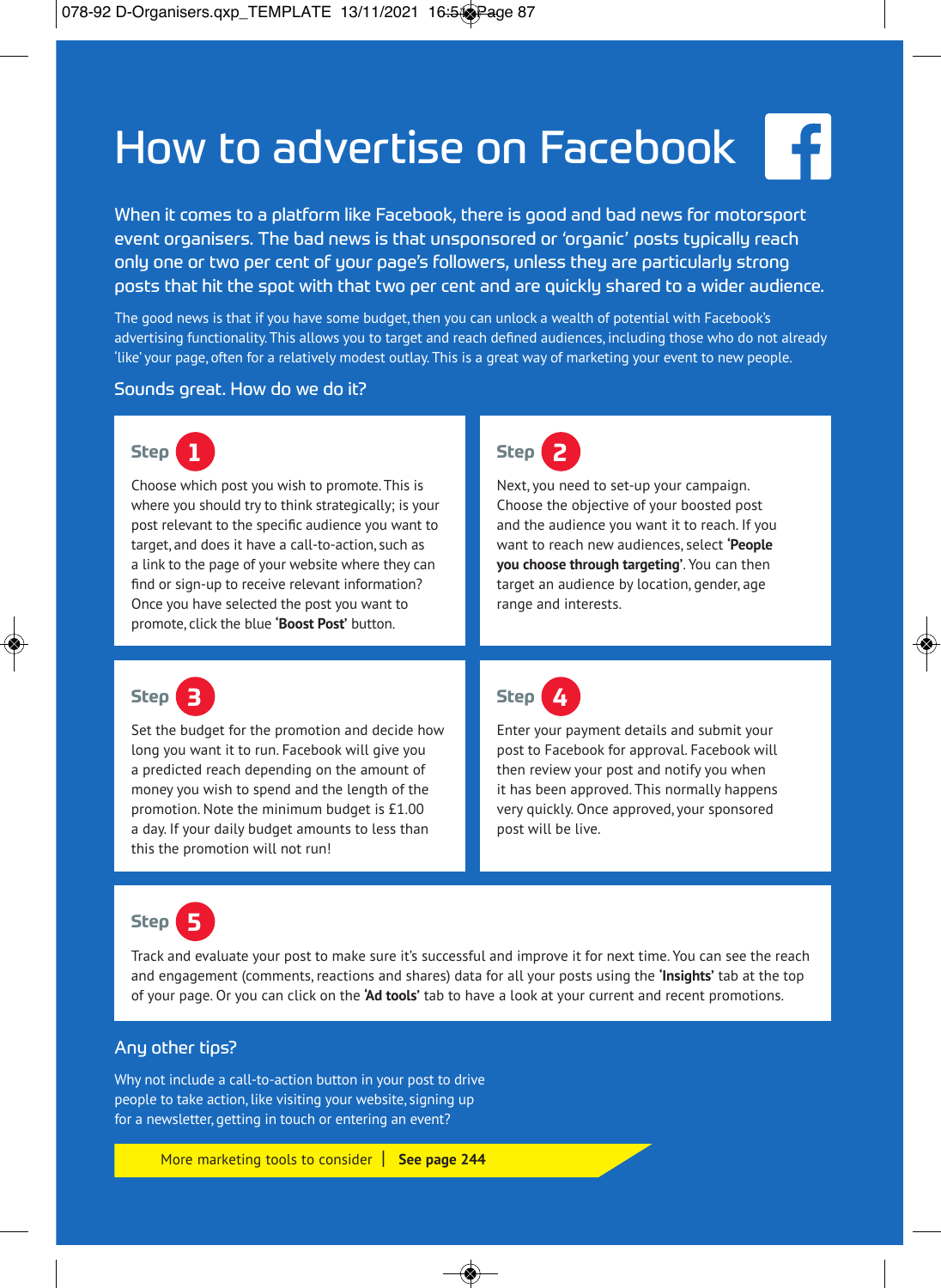# How to advertise on Facebook

**When it comes to a platform like Facebook, there is good and bad news for motorsport event organisers. The bad news is that unsponsored or 'organic' posts typically reach only one or two per cent of your page's followers, unless they are particularly strong posts that hit the spot with that two per cent and are quickly shared to a wider audience.**

The good news is that if you have some budget, then you can unlock a wealth of potential with Facebook's advertising functionality. This allows you to target and reach defined audiences, including those who do not already 'like' your page, often for a relatively modest outlay. This is a great way of marketing your event to new people.

## Sounds great. How do we do it?

### Step 1

Choose which post you wish to promote. This is where you should try to think strategically; is your post relevant to the specific audience you want to target, and does it have a call-to-action, such as a link to the page of your website where they can find or sign-up to receive relevant information? Once you have selected the post you want to promote, click the blue **'Boost Post'** button.

### Step 2

Next, you need to set-up your campaign. Choose the objective of your boosted post and the audience you want it to reach. If you want to reach new audiences, select **'People you choose through targeting'**. You can then target an audience by location, gender, age range and interests.

### Step 3

Set the budget for the promotion and decide how long you want it to run. Facebook will give you a predicted reach depending on the amount of money you wish to spend and the length of the promotion. Note the minimum budget is £1.00 a day. If your daily budget amounts to less than this the promotion will not run!

### Step 4

Enter your payment details and submit your post to Facebook for approval. Facebook will then review your post and notify you when it has been approved. This normally happens very quickly. Once approved, your sponsored post will be live.

### Step 5

Track and evaluate your post to make sure it's successful and improve it for next time. You can see the reach and engagement (comments, reactions and shares) data for all your posts using the **'Insights'** tab at the top of your page. Or you can click on the **'Ad tools'** tab to have a look at your current and recent promotions.

## Any other tips?

Why not include a call-to-action button in your post to drive people to take action, like visiting your website, signing up for a newsletter, getting in touch or entering an event?

More marketing tools to consider | **See page 244**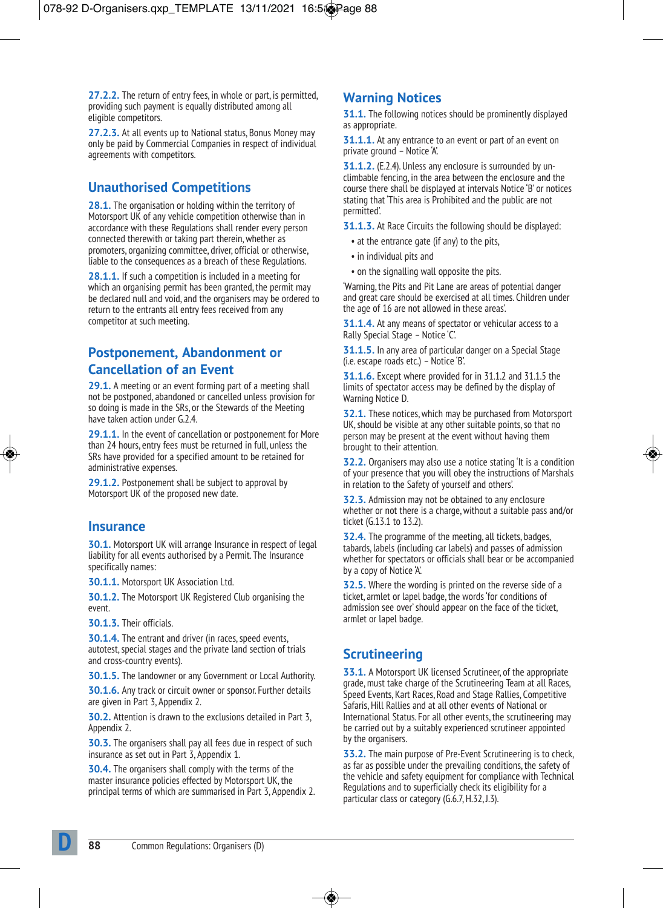**27.2.2.** The return of entry fees, in whole or part, is permitted, providing such payment is equally distributed among all eligible competitors.

**27.2.3.** At all events up to National status, Bonus Money may only be paid by Commercial Companies in respect of individual agreements with competitors.

## Unauthorised Competitions

**28.1.** The organisation or holding within the territory of Motorsport UK of any vehicle competition otherwise than in accordance with these Regulations shall render every person connected therewith or taking part therein, whether as promoters, organizing committee, driver, official or otherwise, liable to the consequences as a breach of these Regulations.

**28.1.1.** If such a competition is included in a meeting for which an organising permit has been granted, the permit may be declared null and void, and the organisers may be ordered to return to the entrants all entry fees received from any competitor at such meeting.

## Postponement, Abandonment or Cancellation of an Event

**29.1.** A meeting or an event forming part of a meeting shall not be postponed, abandoned or cancelled unless provision for so doing is made in the SRs, or the Stewards of the Meeting have taken action under G.2.4.

**29.1.1.** In the event of cancellation or postponement for More than 24 hours, entry fees must be returned in full, unless the SRs have provided for a specified amount to be retained for administrative expenses.

**29.1.2.** Postponement shall be subject to approval by Motorsport UK of the proposed new date.

## Insurance

**30.1.** Motorsport UK will arrange Insurance in respect of legal liability for all events authorised by a Permit. The Insurance specifically names:

**30.1.1.** Motorsport UK Association Ltd.

**30.1.2.** The Motorsport UK Registered Club organising the event.

**30.1.3.** Their officials.

**30.1.4.** The entrant and driver (in races, speed events, autotest, special stages and the private land section of trials and cross-country events).

**30.1.5.** The landowner or any Government or Local Authority.

**30.1.6.** Any track or circuit owner or sponsor. Further details are given in Part 3, Appendix 2.

**30.2.** Attention is drawn to the exclusions detailed in Part 3, Appendix 2.

**30.3.** The organisers shall pay all fees due in respect of such insurance as set out in Part 3, Appendix 1.

**30.4.** The organisers shall comply with the terms of the master insurance policies effected by Motorsport UK, the principal terms of which are summarised in Part 3, Appendix 2.

## Warning Notices

**31.1.** The following notices should be prominently displayed as appropriate.

**31.1.1.** At any entrance to an event or part of an event on private ground – Notice 'A'.

**31.1.2.** (E.2.4). Unless any enclosure is surrounded by un-climbable fencing, in the area between the enclosure and the course there shall be displayed at intervals Notice 'B' or notices stating that 'This area is Prohibited and the public are not permitted'.

**31.1.3.** At Race Circuits the following should be displayed:

- at the entrance gate (if any) to the pits,
- in individual pits and
- on the signalling wall opposite the pits.

'Warning, the Pits and Pit Lane are areas of potential danger and great care should be exercised at all times. Children under the age of 16 are not allowed in these areas'.

**31.1.4.** At any means of spectator or vehicular access to a Rally Special Stage – Notice 'C'.

**31.1.5.** In any area of particular danger on a Special Stage (i.e. escape roads etc.) – Notice 'B'.

**31.1.6.** Except where provided for in 31.1.2 and 31.1.5 the limits of spectator access may be defined by the display of Warning Notice D.

**32.1.** These notices, which may be purchased from Motorsport UK, should be visible at any other suitable points, so that no person may be present at the event without having them brought to their attention.

**32.2.** Organisers may also use a notice stating 'It is a condition of your presence that you will obey the instructions of Marshals in relation to the Safety of yourself and others'.

**32.3.** Admission may not be obtained to any enclosure whether or not there is a charge, without a suitable pass and/or ticket (G.13.1 to 13.2).

**32.4.** The programme of the meeting, all tickets, badges, tabards, labels (including car labels) and passes of admission whether for spectators or officials shall bear or be accompanied by a copy of Notice 'A'.

**32.5.** Where the wording is printed on the reverse side of a ticket, armlet or lapel badge, the words 'for conditions of admission see over' should appear on the face of the ticket, armlet or lapel badge.

## Scrutineering

**33.1.** A Motorsport UK licensed Scrutineer, of the appropriate grade, must take charge of the Scrutineering Team at all Races, Speed Events, Kart Races, Road and Stage Rallies, Competitive Safaris, Hill Rallies and at all other events of National or International Status. For all other events, the scrutineering may be carried out by a suitably experienced scrutineer appointed by the organisers.

**33.2.** The main purpose of Pre-Event Scrutineering is to check, as far as possible under the prevailing conditions, the safety of the vehicle and safety equipment for compliance with Technical Regulations and to superficially check its eligibility for a particular class or category (G.6.7, H.32, J.3).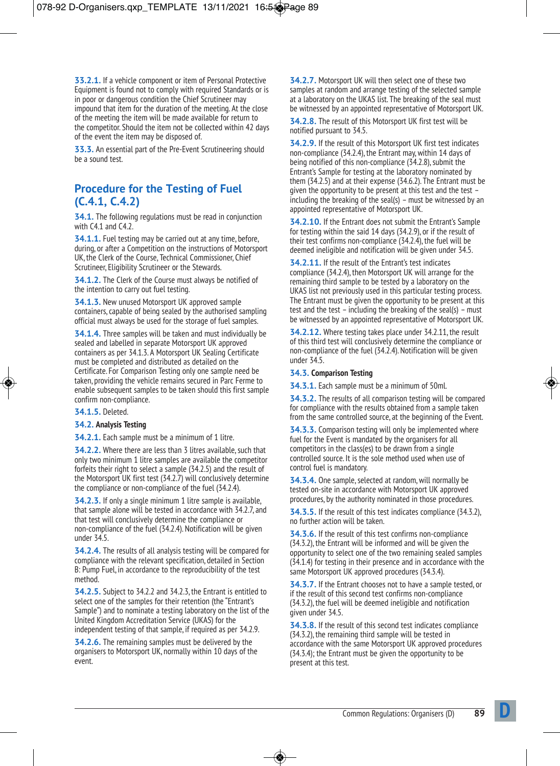**33.2.1.** If a vehicle component or item of Personal Protective Equipment is found not to comply with required Standards or is in poor or dangerous condition the Chief Scrutineer may impound that item for the duration of the meeting. At the close of the meeting the item will be made available for return to the competitor. Should the item not be collected within 42 days of the event the item may be disposed of.

**33.3.** An essential part of the Pre-Event Scrutineering should be a sound test.

## Procedure for the Testing of Fuel (C.4.1, C.4.2)

**34.1.** The following regulations must be read in conjunction with C4.1 and C4.2.

**34.1.1.** Fuel testing may be carried out at any time, before, during, or after a Competition on the instructions of Motorsport UK, the Clerk of the Course, Technical Commissioner, Chief Scrutineer, Eligibility Scrutineer or the Stewards.

**34.1.2.** The Clerk of the Course must always be notified of the intention to carry out fuel testing.

**34.1.3.** New unused Motorsport UK approved sample containers, capable of being sealed by the authorised sampling official must always be used for the storage of fuel samples.

**34.1.4.** Three samples will be taken and must individually be sealed and labelled in separate Motorsport UK approved containers as per 34.1.3. A Motorsport UK Sealing Certificate must be completed and distributed as detailed on the Certificate. For Comparison Testing only one sample need be taken, providing the vehicle remains secured in Parc Ferme to enable subsequent samples to be taken should this first sample confirm non-compliance.

**34.1.5.** Deleted.

**34.2. Analysis Testing**

**34.2.1.** Each sample must be a minimum of 1 litre.

**34.2.2.** Where there are less than 3 litres available, such that only two minimum 1 litre samples are available the competitor forfeits their right to select a sample (34.2.5) and the result of the Motorsport UK first test (34.2.7) will conclusively determine the compliance or non-compliance of the fuel (34.2.4).

**34.2.3.** If only a single minimum 1 litre sample is available, that sample alone will be tested in accordance with 34.2.7, and that test will conclusively determine the compliance or non-compliance of the fuel (34.2.4). Notification will be given under 34.5.

**34.2.4.** The results of all analysis testing will be compared for compliance with the relevant specification, detailed in Section B: Pump Fuel, in accordance to the reproducibility of the test method.

**34.2.5.** Subject to 34.2.2 and 34.2.3, the Entrant is entitled to select one of the samples for their retention (the "Entrant's Sample") and to nominate a testing laboratory on the list of the United Kingdom Accreditation Service (UKAS) for the independent testing of that sample, if required as per 34.2.9.

**34.2.6.** The remaining samples must be delivered by the organisers to Motorsport UK, normally within 10 days of the event.

**34.2.7.** Motorsport UK will then select one of these two samples at random and arrange testing of the selected sample at a laboratory on the UKAS list. The breaking of the seal must be witnessed by an appointed representative of Motorsport UK.

**34.2.8.** The result of this Motorsport UK first test will be notified pursuant to 34.5.

**34.2.9.** If the result of this Motorsport UK first test indicates non-compliance (34.2.4), the Entrant may, within 14 days of being notified of this non-compliance (34.2.8), submit the Entrant's Sample for testing at the laboratory nominated by them (34.2.5) and at their expense (34.6.2). The Entrant must be given the opportunity to be present at this test and the test – including the breaking of the seal(s) – must be witnessed by an appointed representative of Motorsport UK.

**34.2.10.** If the Entrant does not submit the Entrant's Sample for testing within the said 14 days (34.2.9), or if the result of their test confirms non-compliance (34.2.4), the fuel will be deemed ineligible and notification will be given under 34.5.

**34.2.11.** If the result of the Entrant's test indicates compliance (34.2.4), then Motorsport UK will arrange for the remaining third sample to be tested by a laboratory on the UKAS list not previously used in this particular testing process. The Entrant must be given the opportunity to be present at this test and the test – including the breaking of the seal(s) – must be witnessed by an appointed representative of Motorsport UK.

**34.2.12.** Where testing takes place under 34.2.11, the result of this third test will conclusively determine the compliance or non-compliance of the fuel (34.2.4). Notification will be given under 34.5.

**34.3. Comparison Testing**

**34.3.1.** Each sample must be a minimum of 50ml.

**34.3.2.** The results of all comparison testing will be compared for compliance with the results obtained from a sample taken from the same controlled source, at the beginning of the Event.

**34.3.3.** Comparison testing will only be implemented where fuel for the Event is mandated by the organisers for all competitors in the class(es) to be drawn from a single controlled source. It is the sole method used when use of control fuel is mandatory.

**34.3.4.** One sample, selected at random, will normally be tested on-site in accordance with Motorsport UK approved procedures, by the authority nominated in those procedures.

**34.3.5.** If the result of this test indicates compliance (34.3.2), no further action will be taken.

**34.3.6.** If the result of this test confirms non-compliance (34.3.2), the Entrant will be informed and will be given the opportunity to select one of the two remaining sealed samples (34.1.4) for testing in their presence and in accordance with the same Motorsport UK approved procedures (34.3.4).

**34.3.7.** If the Entrant chooses not to have a sample tested, or if the result of this second test confirms non-compliance (34.3.2), the fuel will be deemed ineligible and notification given under 34.5.

**34.3.8.** If the result of this second test indicates compliance (34.3.2), the remaining third sample will be tested in accordance with the same Motorsport UK approved procedures (34.3.4); the Entrant must be given the opportunity to be present at this test.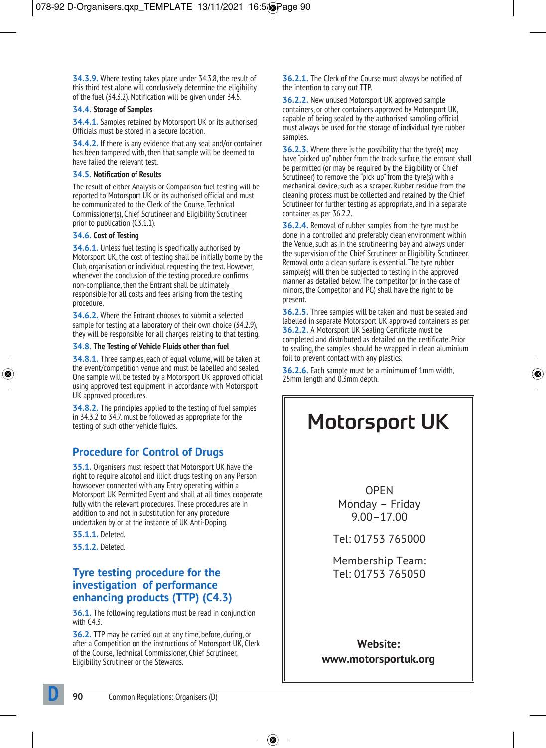**34.3.9.** Where testing takes place under 34.3.8, the result of this third test alone will conclusively determine the eligibility of the fuel (34.3.2). Notification will be given under 34.5.

**34.4. Storage of Samples**

**34.4.1.** Samples retained by Motorsport UK or its authorised Officials must be stored in a secure location.

**34.4.2.** If there is any evidence that any seal and/or container has been tampered with, then that sample will be deemed to have failed the relevant test.

**34.5. Notification of Results**

The result of either Analysis or Comparison fuel testing will be reported to Motorsport UK or its authorised official and must be communicated to the Clerk of the Course, Technical Commissioner(s), Chief Scrutineer and Eligibility Scrutineer prior to publication (C3.1.1).

**34.6. Cost of Testing**

**34.6.1.** Unless fuel testing is specifically authorised by Motorsport UK, the cost of testing shall be initially borne by the Club, organisation or individual requesting the test. However, whenever the conclusion of the testing procedure confirms non-compliance, then the Entrant shall be ultimately responsible for all costs and fees arising from the testing procedure.

**34.6.2.** Where the Entrant chooses to submit a selected sample for testing at a laboratory of their own choice (34.2.9), they will be responsible for all charges relating to that testing.

**34.8. The Testing of Vehicle Fluids other than fuel**

**34.8.1.** Three samples, each of equal volume, will be taken at the event/competition venue and must be labelled and sealed. One sample will be tested by a Motorsport UK approved official using approved test equipment in accordance with Motorsport UK approved procedures.

**34.8.2.** The principles applied to the testing of fuel samples in 34.3.2 to 34.7. must be followed as appropriate for the testing of such other vehicle fluids.

## Procedure for Control of Drugs

**35.1.** Organisers must respect that Motorsport UK have the right to require alcohol and illicit drugs testing on any Person howsoever connected with any Entry operating within a Motorsport UK Permitted Event and shall at all times cooperate fully with the relevant procedures. These procedures are in addition to and not in substitution for any procedure undertaken by or at the instance of UK Anti-Doping.

**35.1.1.** Deleted.

**35.1.2.** Deleted.

## Tyre testing procedure for the investigation of performance enhancing products (TTP) (C4.3)

**36.1.** The following regulations must be read in conjunction with C4.3.

**36.2.** TTP may be carried out at any time, before, during, or after a Competition on the instructions of Motorsport UK, Clerk of the Course, Technical Commissioner, Chief Scrutineer, Eligibility Scrutineer or the Stewards.

**36.2.1.** The Clerk of the Course must always be notified of the intention to carry out TTP.

**36.2.2.** New unused Motorsport UK approved sample containers, or other containers approved by Motorsport UK, capable of being sealed by the authorised sampling official must always be used for the storage of individual tyre rubber samples.

**36.2.3.** Where there is the possibility that the tyre(s) may have "picked up" rubber from the track surface, the entrant shall be permitted (or may be required by the Eligibility or Chief Scrutineer) to remove the "pick up" from the tyre(s) with a mechanical device, such as a scraper. Rubber residue from the cleaning process must be collected and retained by the Chief Scrutineer for further testing as appropriate, and in a separate container as per 36.2.2.

**36.2.4.** Removal of rubber samples from the tyre must be done in a controlled and preferably clean environment within the Venue, such as in the scrutineering bay, and always under the supervision of the Chief Scrutineer or Eligibility Scrutineer. Removal onto a clean surface is essential. The tyre rubber sample(s) will then be subjected to testing in the approved manner as detailed below. The competitor (or in the case of minors, the Competitor and PG) shall have the right to be present.

**36.2.5.** Three samples will be taken and must be sealed and labelled in separate Motorsport UK approved containers as per **36.2.2.** A Motorsport UK Sealing Certificate must be completed and distributed as detailed on the certificate. Prior to sealing, the samples should be wrapped in clean aluminium foil to prevent contact with any plastics.

**36.2.6.** Each sample must be a minimum of 1mm width, 25mm length and 0.3mm depth.

---

# Motorsport UK

OPEN
Monday – Friday
9.00–17.00

Tel: 01753 765000

Membership Team:
Tel: 01753 765050

**Website:**
**www.motorsportuk.org**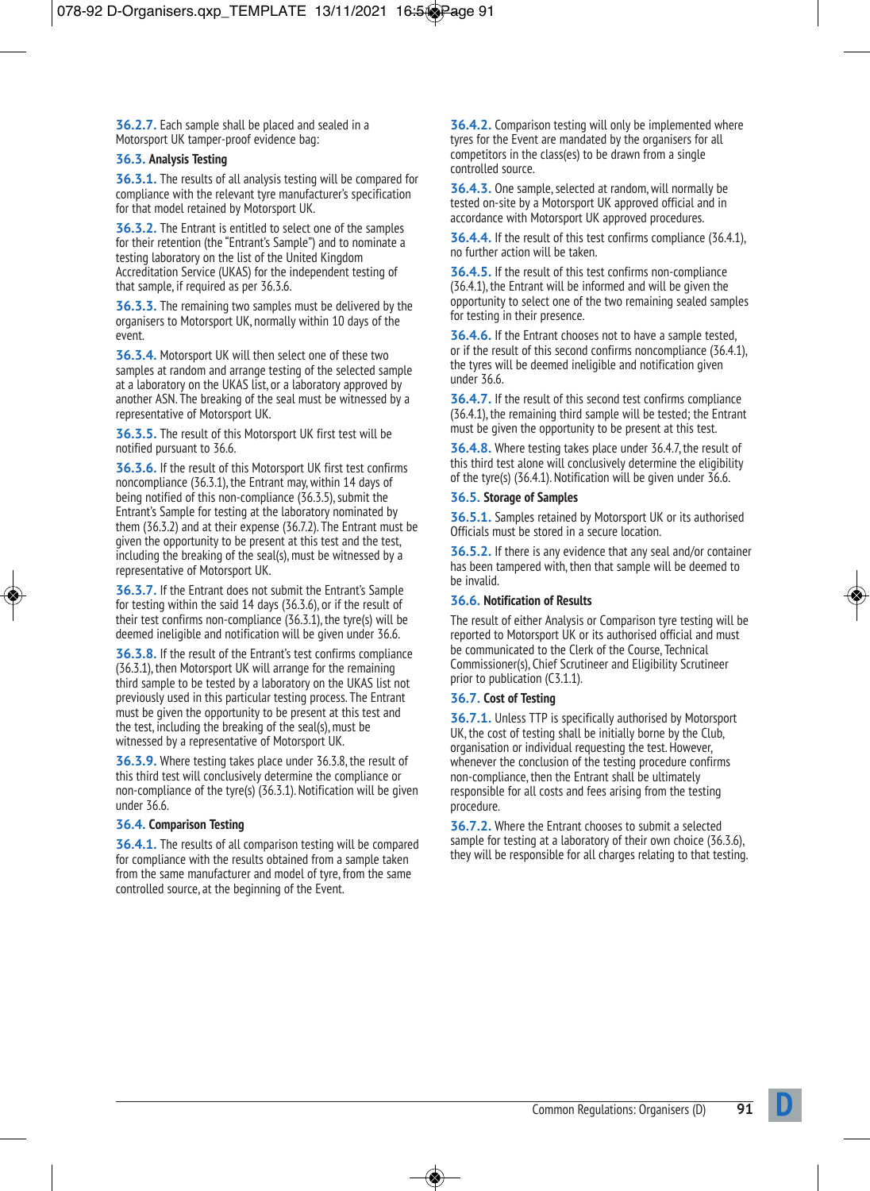**36.2.7.** Each sample shall be placed and sealed in a Motorsport UK tamper-proof evidence bag:

### 36.3. Analysis Testing

**36.3.1.** The results of all analysis testing will be compared for compliance with the relevant tyre manufacturer's specification for that model retained by Motorsport UK.

**36.3.2.** The Entrant is entitled to select one of the samples for their retention (the "Entrant's Sample") and to nominate a testing laboratory on the list of the United Kingdom Accreditation Service (UKAS) for the independent testing of that sample, if required as per 36.3.6.

**36.3.3.** The remaining two samples must be delivered by the organisers to Motorsport UK, normally within 10 days of the event.

**36.3.4.** Motorsport UK will then select one of these two samples at random and arrange testing of the selected sample at a laboratory on the UKAS list, or a laboratory approved by another ASN. The breaking of the seal must be witnessed by a representative of Motorsport UK.

**36.3.5.** The result of this Motorsport UK first test will be notified pursuant to 36.6.

**36.3.6.** If the result of this Motorsport UK first test confirms noncompliance (36.3.1), the Entrant may, within 14 days of being notified of this non-compliance (36.3.5), submit the Entrant's Sample for testing at the laboratory nominated by them (36.3.2) and at their expense (36.7.2). The Entrant must be given the opportunity to be present at this test and the test, including the breaking of the seal(s), must be witnessed by a representative of Motorsport UK.

**36.3.7.** If the Entrant does not submit the Entrant's Sample for testing within the said 14 days (36.3.6), or if the result of their test confirms non-compliance (36.3.1), the tyre(s) will be deemed ineligible and notification will be given under 36.6.

**36.3.8.** If the result of the Entrant's test confirms compliance (36.3.1), then Motorsport UK will arrange for the remaining third sample to be tested by a laboratory on the UKAS list not previously used in this particular testing process. The Entrant must be given the opportunity to be present at this test and the test, including the breaking of the seal(s), must be witnessed by a representative of Motorsport UK.

**36.3.9.** Where testing takes place under 36.3.8, the result of this third test will conclusively determine the compliance or non-compliance of the tyre(s) (36.3.1). Notification will be given under 36.6.

### 36.4. Comparison Testing

**36.4.1.** The results of all comparison testing will be compared for compliance with the results obtained from a sample taken from the same manufacturer and model of tyre, from the same controlled source, at the beginning of the Event.

**36.4.2.** Comparison testing will only be implemented where tyres for the Event are mandated by the organisers for all competitors in the class(es) to be drawn from a single controlled source.

**36.4.3.** One sample, selected at random, will normally be tested on-site by a Motorsport UK approved official and in accordance with Motorsport UK approved procedures.

**36.4.4.** If the result of this test confirms compliance (36.4.1), no further action will be taken.

**36.4.5.** If the result of this test confirms non-compliance (36.4.1), the Entrant will be informed and will be given the opportunity to select one of the two remaining sealed samples for testing in their presence.

**36.4.6.** If the Entrant chooses not to have a sample tested, or if the result of this second confirms noncompliance (36.4.1), the tyres will be deemed ineligible and notification given under 36.6.

**36.4.7.** If the result of this second test confirms compliance (36.4.1), the remaining third sample will be tested; the Entrant must be given the opportunity to be present at this test.

**36.4.8.** Where testing takes place under 36.4.7, the result of this third test alone will conclusively determine the eligibility of the tyre(s) (36.4.1). Notification will be given under 36.6.

### 36.5. Storage of Samples

**36.5.1.** Samples retained by Motorsport UK or its authorised Officials must be stored in a secure location.

**36.5.2.** If there is any evidence that any seal and/or container has been tampered with, then that sample will be deemed to be invalid.

### 36.6. Notification of Results

The result of either Analysis or Comparison tyre testing will be reported to Motorsport UK or its authorised official and must be communicated to the Clerk of the Course, Technical Commissioner(s), Chief Scrutineer and Eligibility Scrutineer prior to publication (C3.1.1).

### 36.7. Cost of Testing

**36.7.1.** Unless TTP is specifically authorised by Motorsport UK, the cost of testing shall be initially borne by the Club, organisation or individual requesting the test. However, whenever the conclusion of the testing procedure confirms non-compliance, then the Entrant shall be ultimately responsible for all costs and fees arising from the testing procedure.

**36.7.2.** Where the Entrant chooses to submit a selected sample for testing at a laboratory of their own choice (36.3.6), they will be responsible for all charges relating to that testing.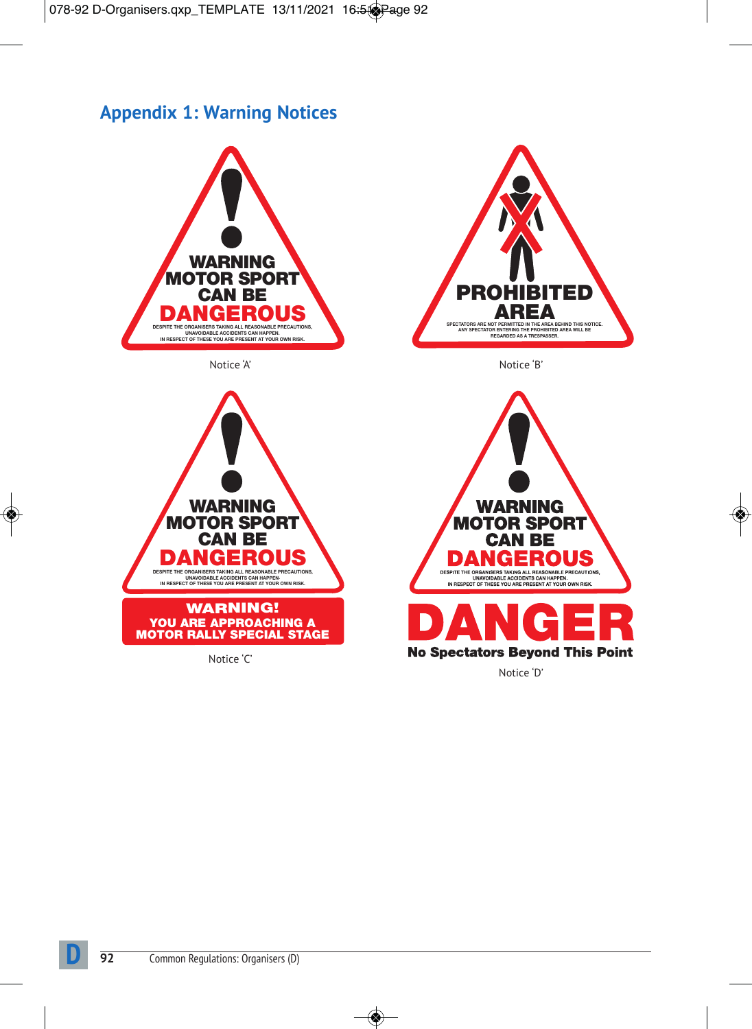## Appendix 1: Warning Notices

WARNING
MOTOR SPORT
CAN BE
DANGEROUS
DESPITE THE ORGANISERS TAKING ALL REASONABLE PRECAUTIONS, UNAVOIDABLE ACCIDENTS CAN HAPPEN.
IN RESPECT OF THESE YOU ARE PRESENT AT YOUR OWN RISK.

Notice 'A'

PROHIBITED
AREA
SPECTATORS ARE NOT PERMITTED IN THE AREA BEHIND THIS NOTICE.
ANY SPECTATOR ENTERING THE PROHIBITED AREA WILL BE REGARDED AS A TRESPASSER.

Notice 'B'

WARNING
MOTOR SPORT
CAN BE
DANGEROUS
DESPITE THE ORGANISERS TAKING ALL REASONABLE PRECAUTIONS, UNAVOIDABLE ACCIDENTS CAN HAPPEN.
IN RESPECT OF THESE YOU ARE PRESENT AT YOUR OWN RISK.

WARNING!
YOU ARE APPROACHING A
MOTOR RALLY SPECIAL STAGE

Notice 'C'

WARNING
MOTOR SPORT
CAN BE
DANGEROUS
DESPITE THE ORGANISERS TAKING ALL REASONABLE PRECAUTIONS, UNAVOIDABLE ACCIDENTS CAN HAPPEN.
IN RESPECT OF THESE YOU ARE PRESENT AT YOUR OWN RISK.

DANGER
No Spectators Beyond This Point

Notice 'D'